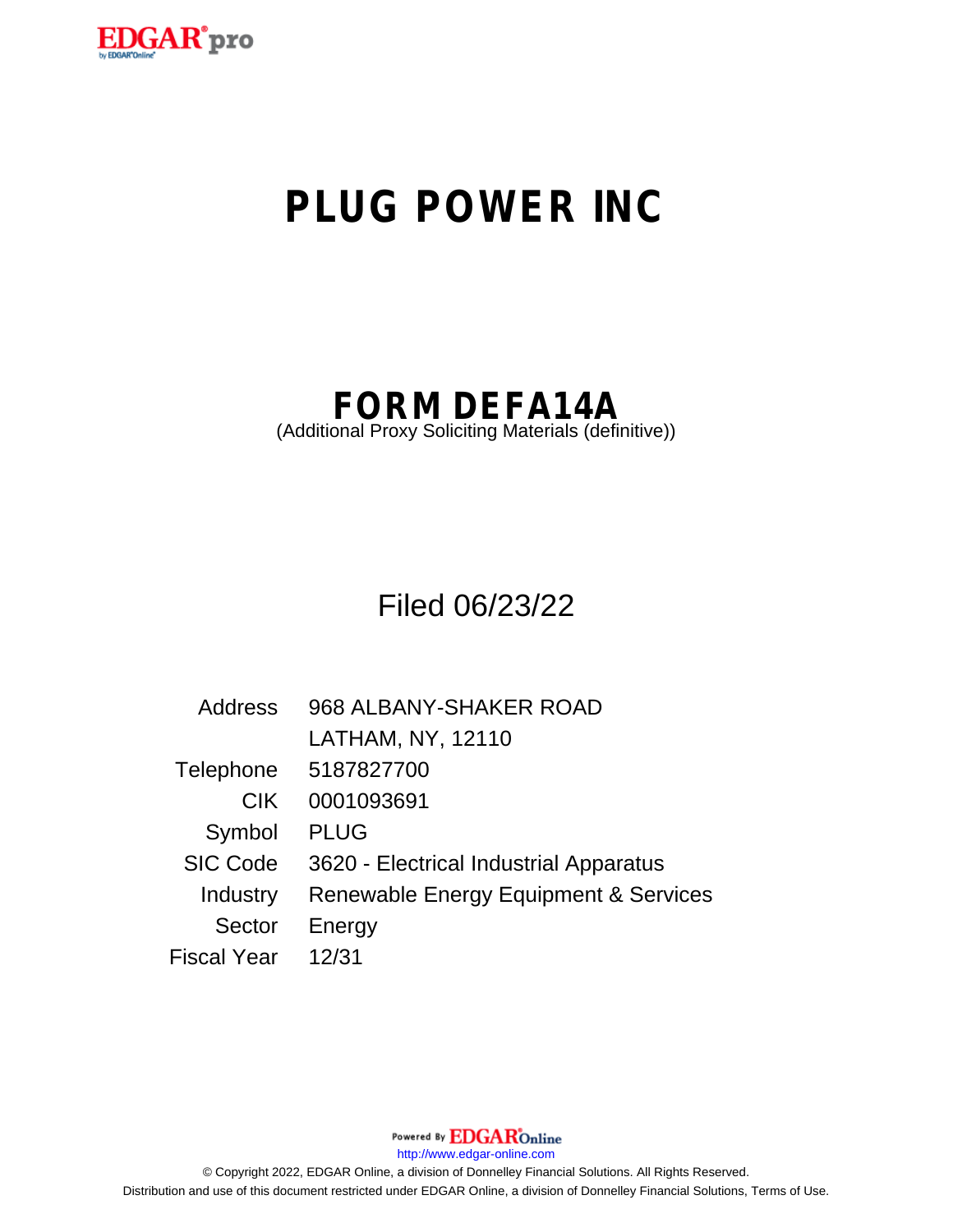# PLUG POWER INC

## FORM DEFA14A

(Additional Proxy Soliciting Materials (definitive))

Filed 06/23/22

| | |
|---|---|
| Address | 968 ALBANY-SHAKER ROAD<br>LATHAM, NY, 12110 |
| Telephone | 5187827700 |
| CIK | 0001093691 |
| Symbol | PLUG |
| SIC Code | 3620 - Electrical Industrial Apparatus |
| Industry | Renewable Energy Equipment & Services |
| Sector | Energy |
| Fiscal Year | 12/31 |

Powered By EDGAR Online

http://www.edgar-online.com

© Copyright 2022, EDGAR Online, a division of Donnelley Financial Solutions. All Rights Reserved.

Distribution and use of this document restricted under EDGAR Online, a division of Donnelley Financial Solutions, Terms of Use.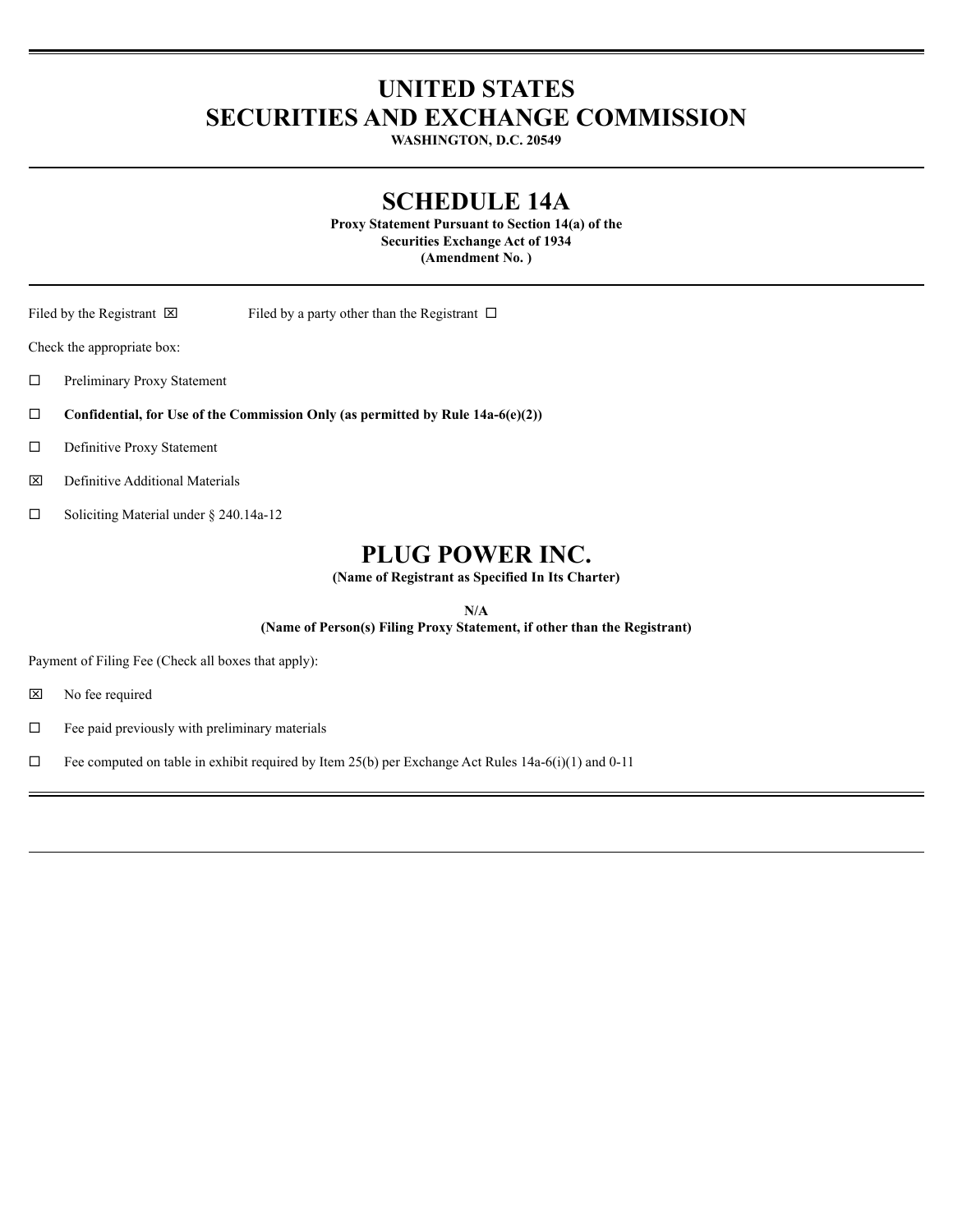# UNITED STATES SECURITIES AND EXCHANGE COMMISSION

**WASHINGTON, D.C. 20549**

# SCHEDULE 14A

**Proxy Statement Pursuant to Section 14(a) of the Securities Exchange Act of 1934**
**(Amendment No. )**

Filed by the Registrant ☒ Filed by a party other than the Registrant ☐

Check the appropriate box:

☐ Preliminary Proxy Statement

☐ **Confidential, for Use of the Commission Only (as permitted by Rule 14a-6(e)(2))**

☐ Definitive Proxy Statement

☒ Definitive Additional Materials

☐ Soliciting Material under § 240.14a-12

# PLUG POWER INC.

**(Name of Registrant as Specified In Its Charter)**

**N/A**
**(Name of Person(s) Filing Proxy Statement, if other than the Registrant)**

Payment of Filing Fee (Check all boxes that apply):

☒ No fee required

☐ Fee paid previously with preliminary materials

☐ Fee computed on table in exhibit required by Item 25(b) per Exchange Act Rules 14a-6(i)(1) and 0-11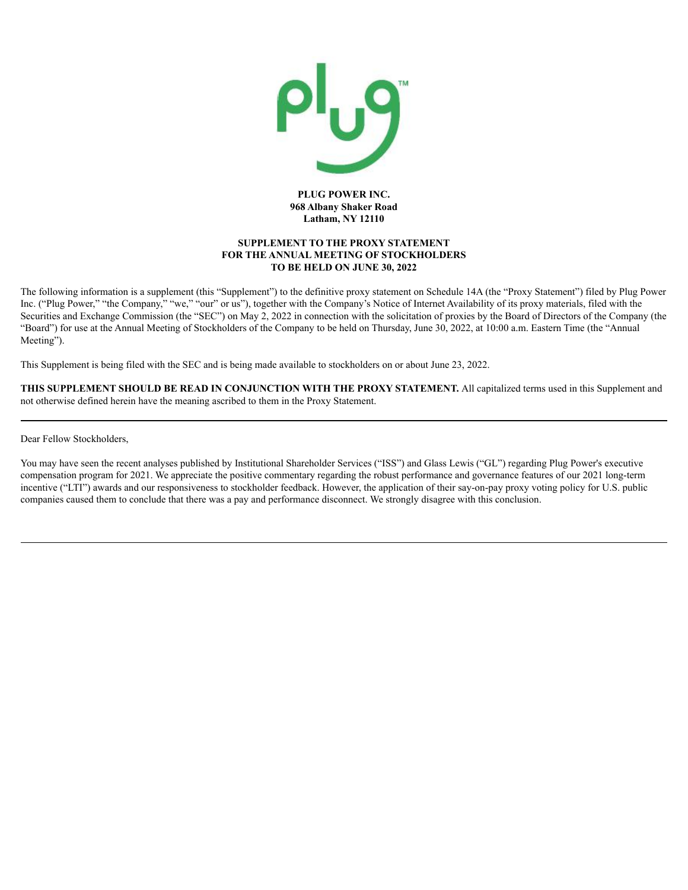**PLUG POWER INC.**
**968 Albany Shaker Road**
**Latham, NY 12110**

**SUPPLEMENT TO THE PROXY STATEMENT**
**FOR THE ANNUAL MEETING OF STOCKHOLDERS**
**TO BE HELD ON JUNE 30, 2022**

The following information is a supplement (this "Supplement") to the definitive proxy statement on Schedule 14A (the "Proxy Statement") filed by Plug Power Inc. ("Plug Power," "the Company," "we," "our" or us"), together with the Company's Notice of Internet Availability of its proxy materials, filed with the Securities and Exchange Commission (the "SEC") on May 2, 2022 in connection with the solicitation of proxies by the Board of Directors of the Company (the "Board") for use at the Annual Meeting of Stockholders of the Company to be held on Thursday, June 30, 2022, at 10:00 a.m. Eastern Time (the "Annual Meeting").

This Supplement is being filed with the SEC and is being made available to stockholders on or about June 23, 2022.

**THIS SUPPLEMENT SHOULD BE READ IN CONJUNCTION WITH THE PROXY STATEMENT.** All capitalized terms used in this Supplement and not otherwise defined herein have the meaning ascribed to them in the Proxy Statement.

---

Dear Fellow Stockholders,

You may have seen the recent analyses published by Institutional Shareholder Services ("ISS") and Glass Lewis ("GL") regarding Plug Power's executive compensation program for 2021. We appreciate the positive commentary regarding the robust performance and governance features of our 2021 long-term incentive ("LTI") awards and our responsiveness to stockholder feedback. However, the application of their say-on-pay proxy voting policy for U.S. public companies caused them to conclude that there was a pay and performance disconnect. We strongly disagree with this conclusion.

---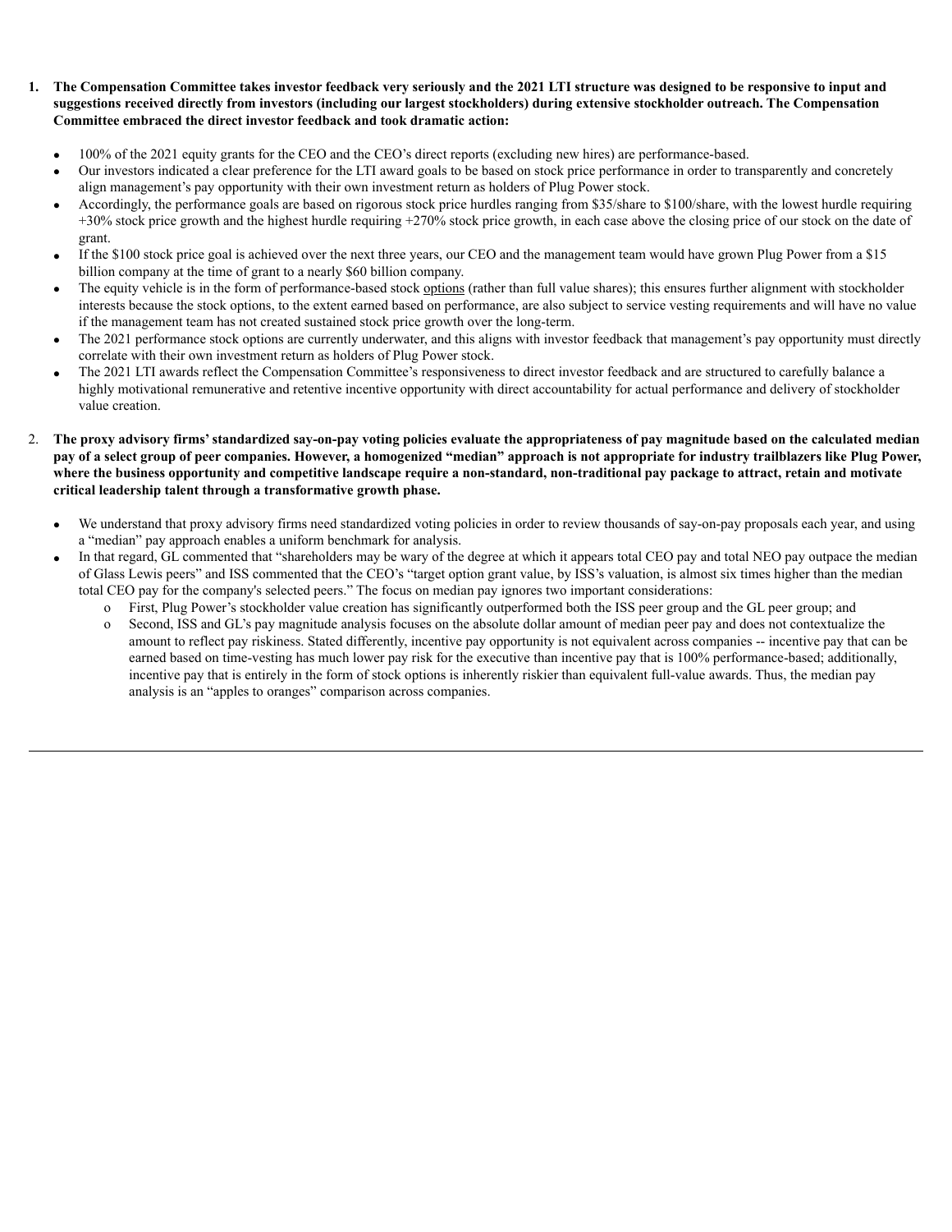1. **The Compensation Committee takes investor feedback very seriously and the 2021 LTI structure was designed to be responsive to input and suggestions received directly from investors (including our largest stockholders) during extensive stockholder outreach. The Compensation Committee embraced the direct investor feedback and took dramatic action:**

   - 100% of the 2021 equity grants for the CEO and the CEO's direct reports (excluding new hires) are performance-based.
   - Our investors indicated a clear preference for the LTI award goals to be based on stock price performance in order to transparently and concretely align management's pay opportunity with their own investment return as holders of Plug Power stock.
   - Accordingly, the performance goals are based on rigorous stock price hurdles ranging from $35/share to $100/share, with the lowest hurdle requiring +30% stock price growth and the highest hurdle requiring +270% stock price growth, in each case above the closing price of our stock on the date of grant.
   - If the $100 stock price goal is achieved over the next three years, our CEO and the management team would have grown Plug Power from a $15 billion company at the time of grant to a nearly $60 billion company.
   - The equity vehicle is in the form of performance-based stock options (rather than full value shares); this ensures further alignment with stockholder interests because the stock options, to the extent earned based on performance, are also subject to service vesting requirements and will have no value if the management team has not created sustained stock price growth over the long-term.
   - The 2021 performance stock options are currently underwater, and this aligns with investor feedback that management's pay opportunity must directly correlate with their own investment return as holders of Plug Power stock.
   - The 2021 LTI awards reflect the Compensation Committee's responsiveness to direct investor feedback and are structured to carefully balance a highly motivational remunerative and retentive incentive opportunity with direct accountability for actual performance and delivery of stockholder value creation.

2. **The proxy advisory firms' standardized say-on-pay voting policies evaluate the appropriateness of pay magnitude based on the calculated median pay of a select group of peer companies. However, a homogenized "median" approach is not appropriate for industry trailblazers like Plug Power, where the business opportunity and competitive landscape require a non-standard, non-traditional pay package to attract, retain and motivate critical leadership talent through a transformative growth phase.**

   - We understand that proxy advisory firms need standardized voting policies in order to review thousands of say-on-pay proposals each year, and using a "median" pay approach enables a uniform benchmark for analysis.
   - In that regard, GL commented that "shareholders may be wary of the degree at which it appears total CEO pay and total NEO pay outpace the median of Glass Lewis peers" and ISS commented that the CEO's "target option grant value, by ISS's valuation, is almost six times higher than the median total CEO pay for the company's selected peers." The focus on median pay ignores two important considerations:
     - First, Plug Power's stockholder value creation has significantly outperformed both the ISS peer group and the GL peer group; and
     - Second, ISS and GL's pay magnitude analysis focuses on the absolute dollar amount of median peer pay and does not contextualize the amount to reflect pay riskiness. Stated differently, incentive pay opportunity is not equivalent across companies -- incentive pay that can be earned based on time-vesting has much lower pay risk for the executive than incentive pay that is 100% performance-based; additionally, incentive pay that is entirely in the form of stock options is inherently riskier than equivalent full-value awards. Thus, the median pay analysis is an "apples to oranges" comparison across companies.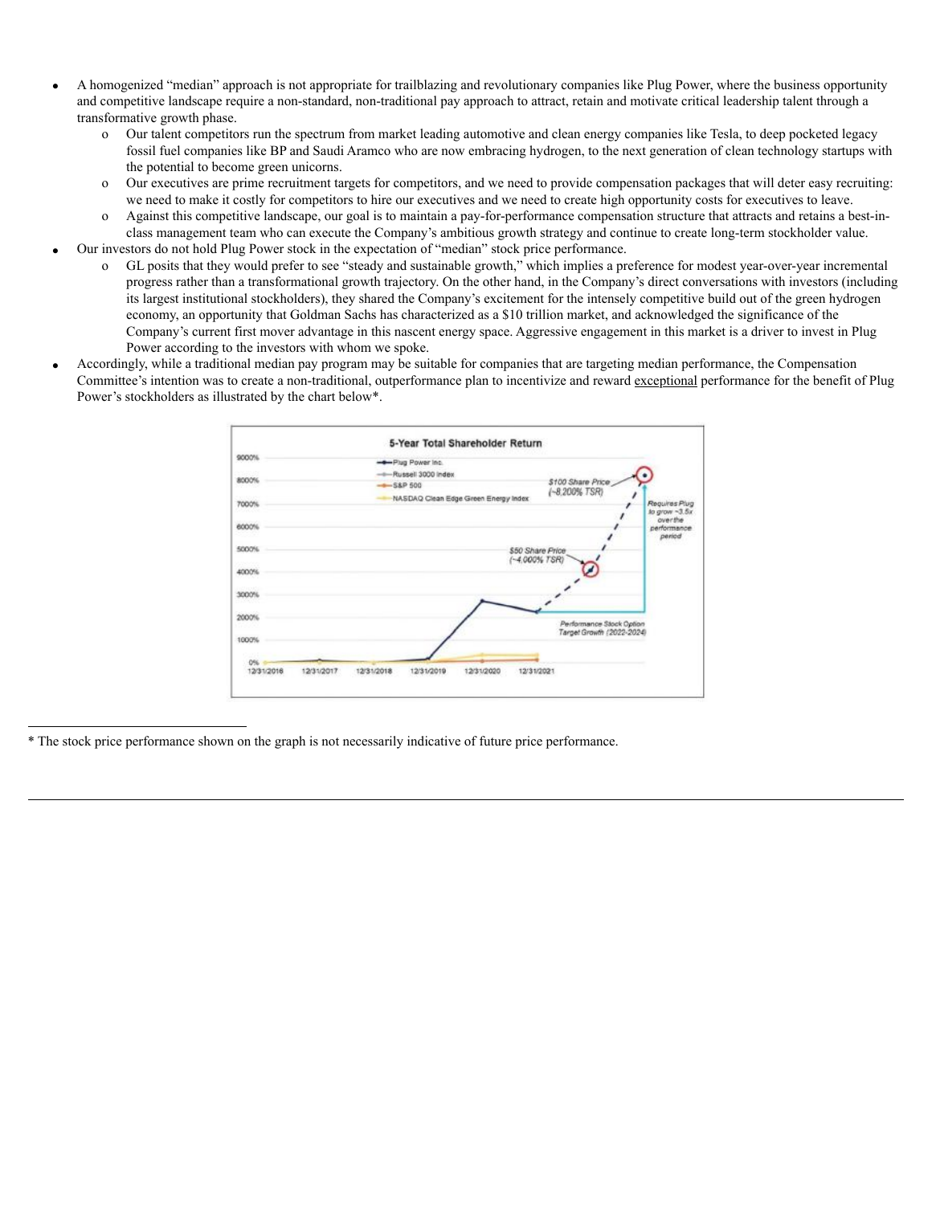- A homogenized "median" approach is not appropriate for trailblazing and revolutionary companies like Plug Power, where the business opportunity and competitive landscape require a non-standard, non-traditional pay approach to attract, retain and motivate critical leadership talent through a transformative growth phase.
  - Our talent competitors run the spectrum from market leading automotive and clean energy companies like Tesla, to deep pocketed legacy fossil fuel companies like BP and Saudi Aramco who are now embracing hydrogen, to the next generation of clean technology startups with the potential to become green unicorns.
  - Our executives are prime recruitment targets for competitors, and we need to provide compensation packages that will deter easy recruiting: we need to make it costly for competitors to hire our executives and we need to create high opportunity costs for executives to leave.
  - Against this competitive landscape, our goal is to maintain a pay-for-performance compensation structure that attracts and retains a best-in-class management team who can execute the Company's ambitious growth strategy and continue to create long-term stockholder value.
- Our investors do not hold Plug Power stock in the expectation of "median" stock price performance.
  - GL posits that they would prefer to see "steady and sustainable growth," which implies a preference for modest year-over-year incremental progress rather than a transformational growth trajectory. On the other hand, in the Company's direct conversations with investors (including its largest institutional stockholders), they shared the Company's excitement for the intensely competitive build out of the green hydrogen economy, an opportunity that Goldman Sachs has characterized as a $10 trillion market, and acknowledged the significance of the Company's current first mover advantage in this nascent energy space. Aggressive engagement in this market is a driver to invest in Plug Power according to the investors with whom we spoke.
- Accordingly, while a traditional median pay program may be suitable for companies that are targeting median performance, the Compensation Committee's intention was to create a non-traditional, outperformance plan to incentivize and reward <u>exceptional</u> performance for the benefit of Plug Power's stockholders as illustrated by the chart below*.

**5-Year Total Shareholder Return**

Legend: Plug Power Inc.; Russell 3000 Index; S&P 500; NASDAQ Clean Edge Green Energy Index

Y-axis: 0%, 1000%, 2000%, 3000%, 4000%, 5000%, 6000%, 7000%, 8000%, 9000%

X-axis: 12/31/2016, 12/31/2017, 12/31/2018, 12/31/2019, 12/31/2020, 12/31/2021

Annotations: $100 Share Price (~8,200% TSR); $50 Share Price (~4,000% TSR); Requires Plug to grow ~3.5x over the performance period; Performance Stock Option Target Growth (2022-2024)

---

* The stock price performance shown on the graph is not necessarily indicative of future price performance.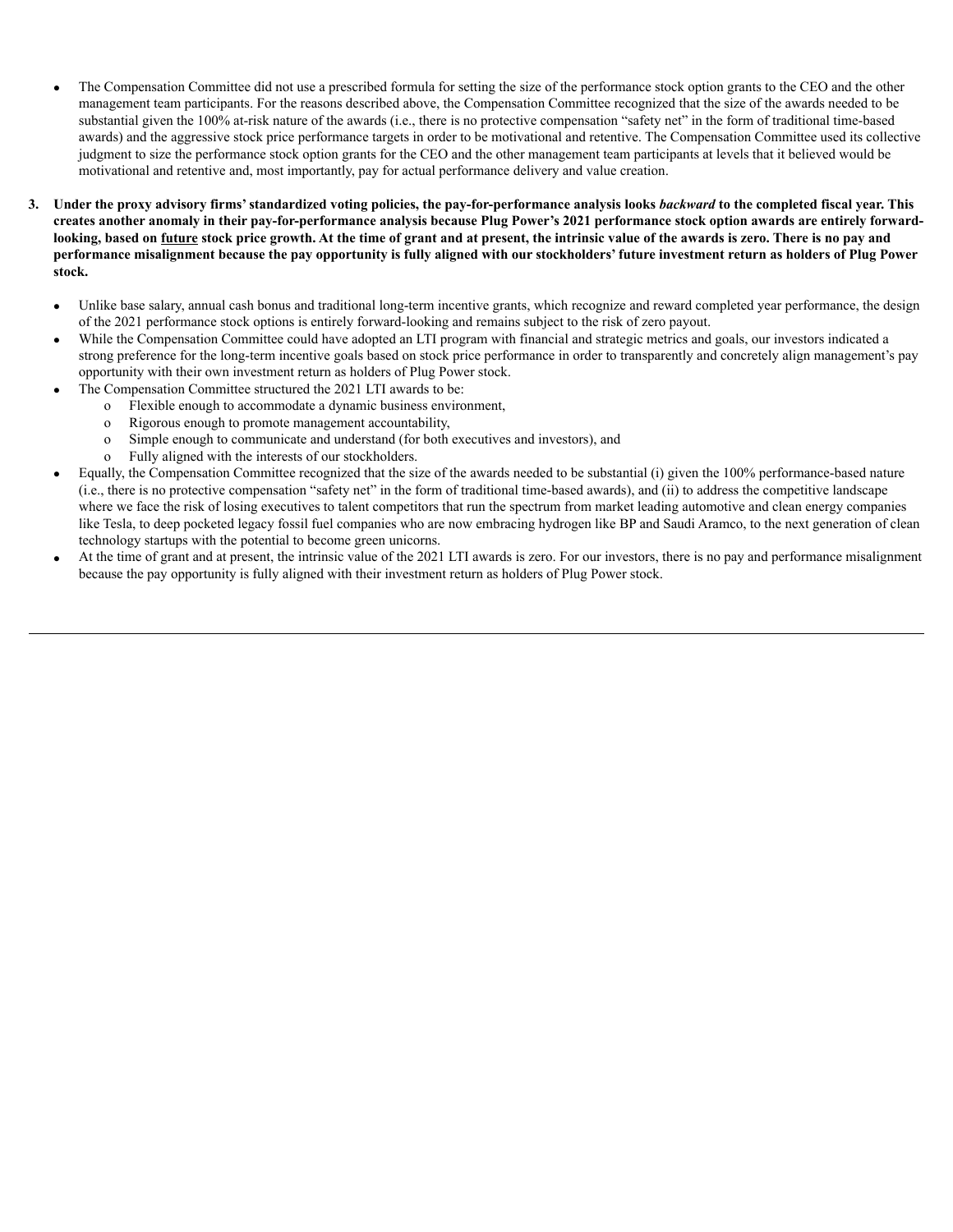- The Compensation Committee did not use a prescribed formula for setting the size of the performance stock option grants to the CEO and the other management team participants. For the reasons described above, the Compensation Committee recognized that the size of the awards needed to be substantial given the 100% at-risk nature of the awards (i.e., there is no protective compensation "safety net" in the form of traditional time-based awards) and the aggressive stock price performance targets in order to be motivational and retentive. The Compensation Committee used its collective judgment to size the performance stock option grants for the CEO and the other management team participants at levels that it believed would be motivational and retentive and, most importantly, pay for actual performance delivery and value creation.

3. **Under the proxy advisory firms' standardized voting policies, the pay-for-performance analysis looks *backward* to the completed fiscal year. This creates another anomaly in their pay-for-performance analysis because Plug Power's 2021 performance stock option awards are entirely forward-looking, based on <u>future</u> stock price growth. At the time of grant and at present, the intrinsic value of the awards is zero. There is no pay and performance misalignment because the pay opportunity is fully aligned with our stockholders' future investment return as holders of Plug Power stock.**

   - Unlike base salary, annual cash bonus and traditional long-term incentive grants, which recognize and reward completed year performance, the design of the 2021 performance stock options is entirely forward-looking and remains subject to the risk of zero payout.
   - While the Compensation Committee could have adopted an LTI program with financial and strategic metrics and goals, our investors indicated a strong preference for the long-term incentive goals based on stock price performance in order to transparently and concretely align management's pay opportunity with their own investment return as holders of Plug Power stock.
   - The Compensation Committee structured the 2021 LTI awards to be:
     - Flexible enough to accommodate a dynamic business environment,
     - Rigorous enough to promote management accountability,
     - Simple enough to communicate and understand (for both executives and investors), and
     - Fully aligned with the interests of our stockholders.
   - Equally, the Compensation Committee recognized that the size of the awards needed to be substantial (i) given the 100% performance-based nature (i.e., there is no protective compensation "safety net" in the form of traditional time-based awards), and (ii) to address the competitive landscape where we face the risk of losing executives to talent competitors that run the spectrum from market leading automotive and clean energy companies like Tesla, to deep pocketed legacy fossil fuel companies who are now embracing hydrogen like BP and Saudi Aramco, to the next generation of clean technology startups with the potential to become green unicorns.
   - At the time of grant and at present, the intrinsic value of the 2021 LTI awards is zero. For our investors, there is no pay and performance misalignment because the pay opportunity is fully aligned with their investment return as holders of Plug Power stock.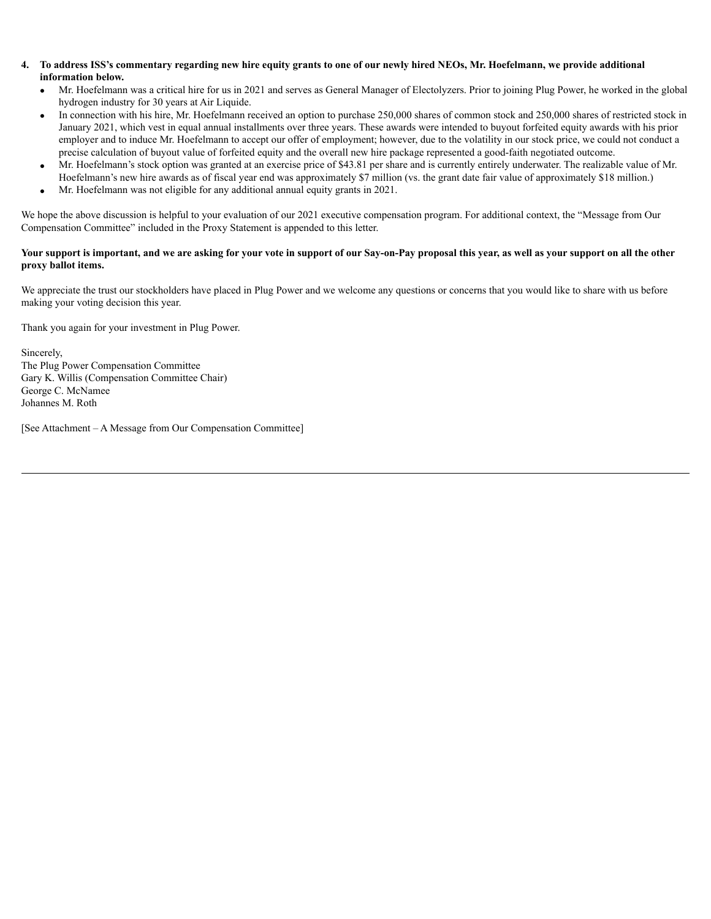4. **To address ISS's commentary regarding new hire equity grants to one of our newly hired NEOs, Mr. Hoefelmann, we provide additional information below.**
   - Mr. Hoefelmann was a critical hire for us in 2021 and serves as General Manager of Electolyzers. Prior to joining Plug Power, he worked in the global hydrogen industry for 30 years at Air Liquide.
   - In connection with his hire, Mr. Hoefelmann received an option to purchase 250,000 shares of common stock and 250,000 shares of restricted stock in January 2021, which vest in equal annual installments over three years. These awards were intended to buyout forfeited equity awards with his prior employer and to induce Mr. Hoefelmann to accept our offer of employment; however, due to the volatility in our stock price, we could not conduct a precise calculation of buyout value of forfeited equity and the overall new hire package represented a good-faith negotiated outcome.
   - Mr. Hoefelmann's stock option was granted at an exercise price of $43.81 per share and is currently entirely underwater. The realizable value of Mr. Hoefelmann's new hire awards as of fiscal year end was approximately $7 million (vs. the grant date fair value of approximately $18 million.)
   - Mr. Hoefelmann was not eligible for any additional annual equity grants in 2021.

We hope the above discussion is helpful to your evaluation of our 2021 executive compensation program. For additional context, the "Message from Our Compensation Committee" included in the Proxy Statement is appended to this letter.

**Your support is important, and we are asking for your vote in support of our Say-on-Pay proposal this year, as well as your support on all the other proxy ballot items.**

We appreciate the trust our stockholders have placed in Plug Power and we welcome any questions or concerns that you would like to share with us before making your voting decision this year.

Thank you again for your investment in Plug Power.

Sincerely,
The Plug Power Compensation Committee
Gary K. Willis (Compensation Committee Chair)
George C. McNamee
Johannes M. Roth

[See Attachment – A Message from Our Compensation Committee]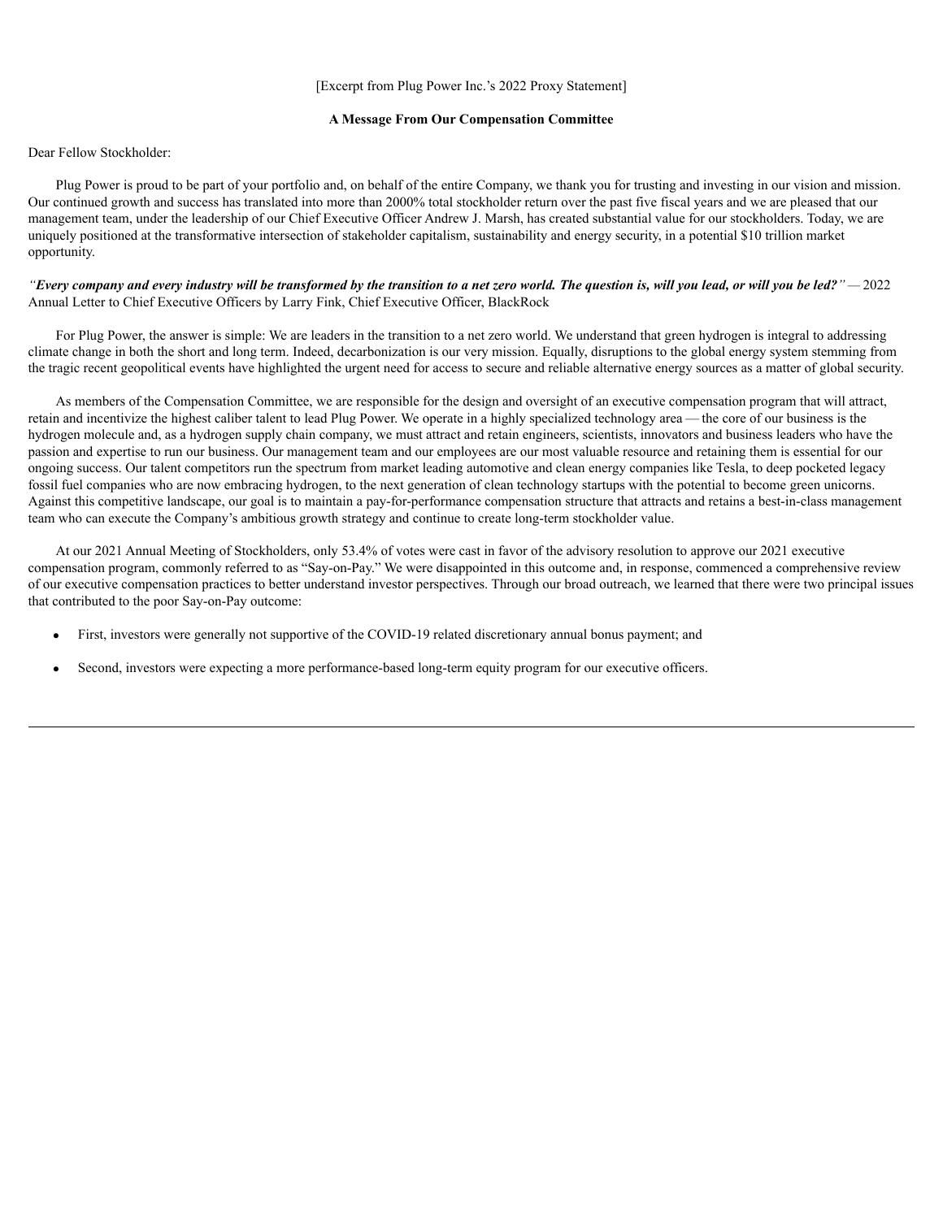[Excerpt from Plug Power Inc.'s 2022 Proxy Statement]

**A Message From Our Compensation Committee**

Dear Fellow Stockholder:

Plug Power is proud to be part of your portfolio and, on behalf of the entire Company, we thank you for trusting and investing in our vision and mission. Our continued growth and success has translated into more than 2000% total stockholder return over the past five fiscal years and we are pleased that our management team, under the leadership of our Chief Executive Officer Andrew J. Marsh, has created substantial value for our stockholders. Today, we are uniquely positioned at the transformative intersection of stakeholder capitalism, sustainability and energy security, in a potential $10 trillion market opportunity.

***"Every company and every industry will be transformed by the transition to a net zero world. The question is, will you lead, or will you be led?"*** — 2022 Annual Letter to Chief Executive Officers by Larry Fink, Chief Executive Officer, BlackRock

For Plug Power, the answer is simple: We are leaders in the transition to a net zero world. We understand that green hydrogen is integral to addressing climate change in both the short and long term. Indeed, decarbonization is our very mission. Equally, disruptions to the global energy system stemming from the tragic recent geopolitical events have highlighted the urgent need for access to secure and reliable alternative energy sources as a matter of global security.

As members of the Compensation Committee, we are responsible for the design and oversight of an executive compensation program that will attract, retain and incentivize the highest caliber talent to lead Plug Power. We operate in a highly specialized technology area — the core of our business is the hydrogen molecule and, as a hydrogen supply chain company, we must attract and retain engineers, scientists, innovators and business leaders who have the passion and expertise to run our business. Our management team and our employees are our most valuable resource and retaining them is essential for our ongoing success. Our talent competitors run the spectrum from market leading automotive and clean energy companies like Tesla, to deep pocketed legacy fossil fuel companies who are now embracing hydrogen, to the next generation of clean technology startups with the potential to become green unicorns. Against this competitive landscape, our goal is to maintain a pay-for-performance compensation structure that attracts and retains a best-in-class management team who can execute the Company's ambitious growth strategy and continue to create long-term stockholder value.

At our 2021 Annual Meeting of Stockholders, only 53.4% of votes were cast in favor of the advisory resolution to approve our 2021 executive compensation program, commonly referred to as "Say-on-Pay." We were disappointed in this outcome and, in response, commenced a comprehensive review of our executive compensation practices to better understand investor perspectives. Through our broad outreach, we learned that there were two principal issues that contributed to the poor Say-on-Pay outcome:

- First, investors were generally not supportive of the COVID-19 related discretionary annual bonus payment; and
- Second, investors were expecting a more performance-based long-term equity program for our executive officers.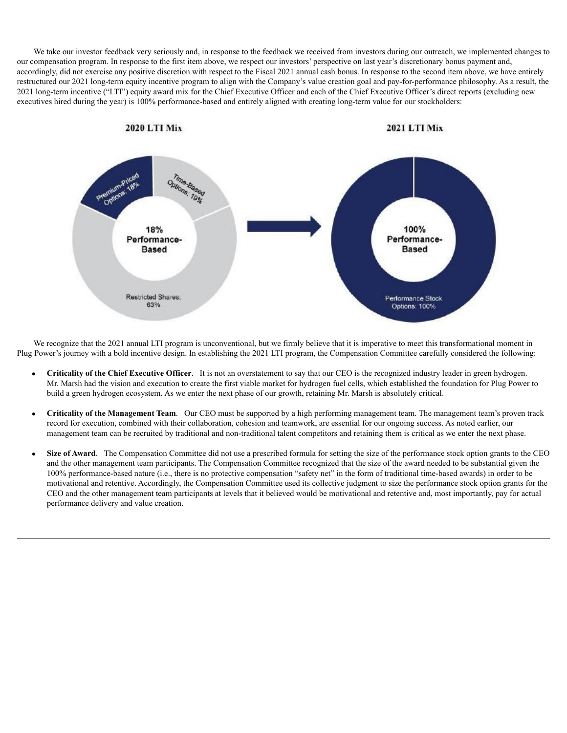We take our investor feedback very seriously and, in response to the feedback we received from investors during our outreach, we implemented changes to our compensation program. In response to the first item above, we respect our investors' perspective on last year's discretionary bonus payment and, accordingly, did not exercise any positive discretion with respect to the Fiscal 2021 annual cash bonus. In response to the second item above, we have entirely restructured our 2021 long-term equity incentive program to align with the Company's value creation goal and pay-for-performance philosophy. As a result, the 2021 long-term incentive ("LTI") equity award mix for the Chief Executive Officer and each of the Chief Executive Officer's direct reports (excluding new executives hired during the year) is 100% performance-based and entirely aligned with creating long-term value for our stockholders:

**2020 LTI Mix**

- Premium-Priced Options: 18%
- Time-Based Options: 19%
- Restricted Shares: 63%

18% Performance-Based

**2021 LTI Mix**

- Performance Stock Options: 100%

100% Performance-Based

We recognize that the 2021 annual LTI program is unconventional, but we firmly believe that it is imperative to meet this transformational moment in Plug Power's journey with a bold incentive design. In establishing the 2021 LTI program, the Compensation Committee carefully considered the following:

- **Criticality of the Chief Executive Officer**. It is not an overstatement to say that our CEO is the recognized industry leader in green hydrogen. Mr. Marsh had the vision and execution to create the first viable market for hydrogen fuel cells, which established the foundation for Plug Power to build a green hydrogen ecosystem. As we enter the next phase of our growth, retaining Mr. Marsh is absolutely critical.

- **Criticality of the Management Team**. Our CEO must be supported by a high performing management team. The management team's proven track record for execution, combined with their collaboration, cohesion and teamwork, are essential for our ongoing success. As noted earlier, our management team can be recruited by traditional and non-traditional talent competitors and retaining them is critical as we enter the next phase.

- **Size of Award**. The Compensation Committee did not use a prescribed formula for setting the size of the performance stock option grants to the CEO and the other management team participants. The Compensation Committee recognized that the size of the award needed to be substantial given the 100% performance-based nature (i.e., there is no protective compensation "safety net" in the form of traditional time-based awards) in order to be motivational and retentive. Accordingly, the Compensation Committee used its collective judgment to size the performance stock option grants for the CEO and the other management team participants at levels that it believed would be motivational and retentive and, most importantly, pay for actual performance delivery and value creation.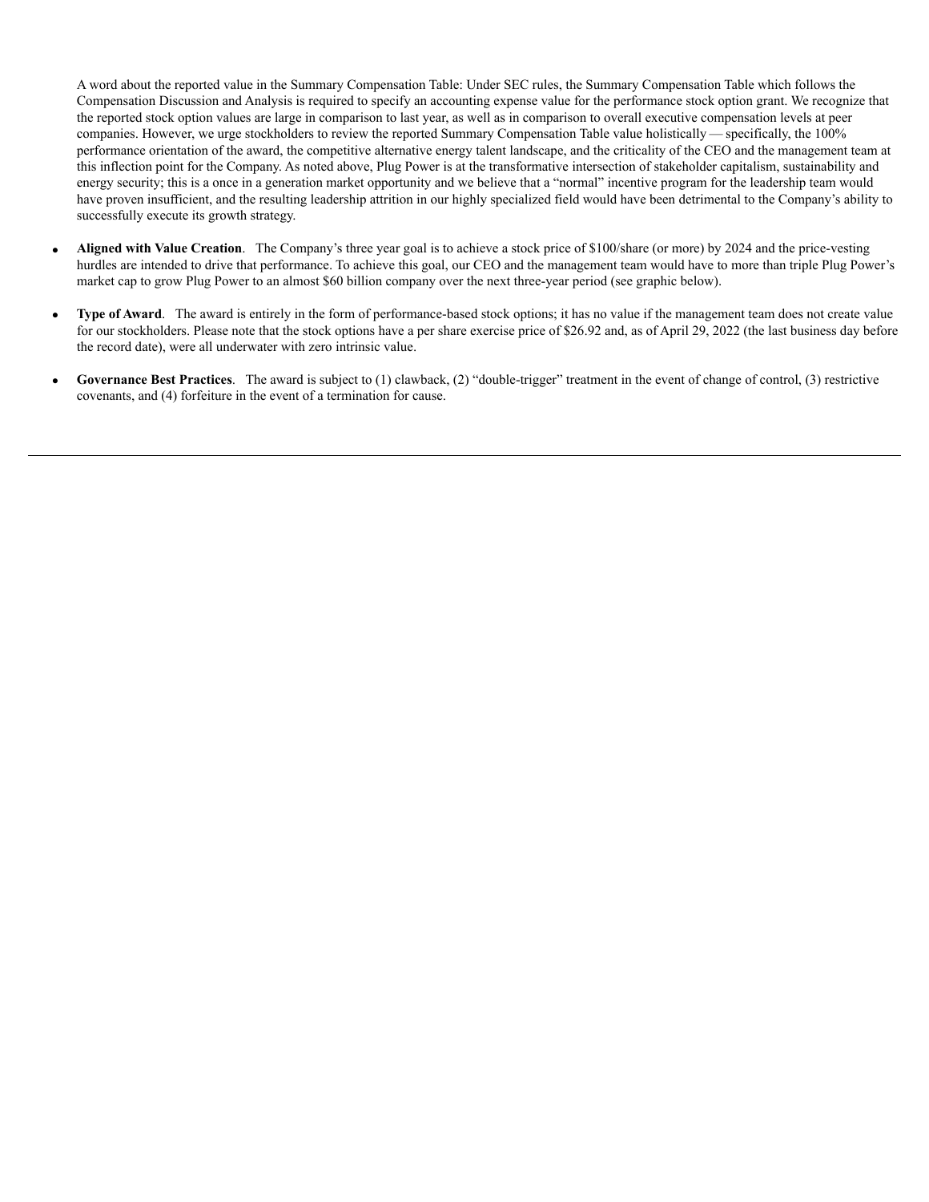A word about the reported value in the Summary Compensation Table: Under SEC rules, the Summary Compensation Table which follows the Compensation Discussion and Analysis is required to specify an accounting expense value for the performance stock option grant. We recognize that the reported stock option values are large in comparison to last year, as well as in comparison to overall executive compensation levels at peer companies. However, we urge stockholders to review the reported Summary Compensation Table value holistically — specifically, the 100% performance orientation of the award, the competitive alternative energy talent landscape, and the criticality of the CEO and the management team at this inflection point for the Company. As noted above, Plug Power is at the transformative intersection of stakeholder capitalism, sustainability and energy security; this is a once in a generation market opportunity and we believe that a "normal" incentive program for the leadership team would have proven insufficient, and the resulting leadership attrition in our highly specialized field would have been detrimental to the Company's ability to successfully execute its growth strategy.

- **Aligned with Value Creation**. The Company's three year goal is to achieve a stock price of $100/share (or more) by 2024 and the price-vesting hurdles are intended to drive that performance. To achieve this goal, our CEO and the management team would have to more than triple Plug Power's market cap to grow Plug Power to an almost $60 billion company over the next three-year period (see graphic below).

- **Type of Award**. The award is entirely in the form of performance-based stock options; it has no value if the management team does not create value for our stockholders. Please note that the stock options have a per share exercise price of $26.92 and, as of April 29, 2022 (the last business day before the record date), were all underwater with zero intrinsic value.

- **Governance Best Practices**. The award is subject to (1) clawback, (2) "double-trigger" treatment in the event of change of control, (3) restrictive covenants, and (4) forfeiture in the event of a termination for cause.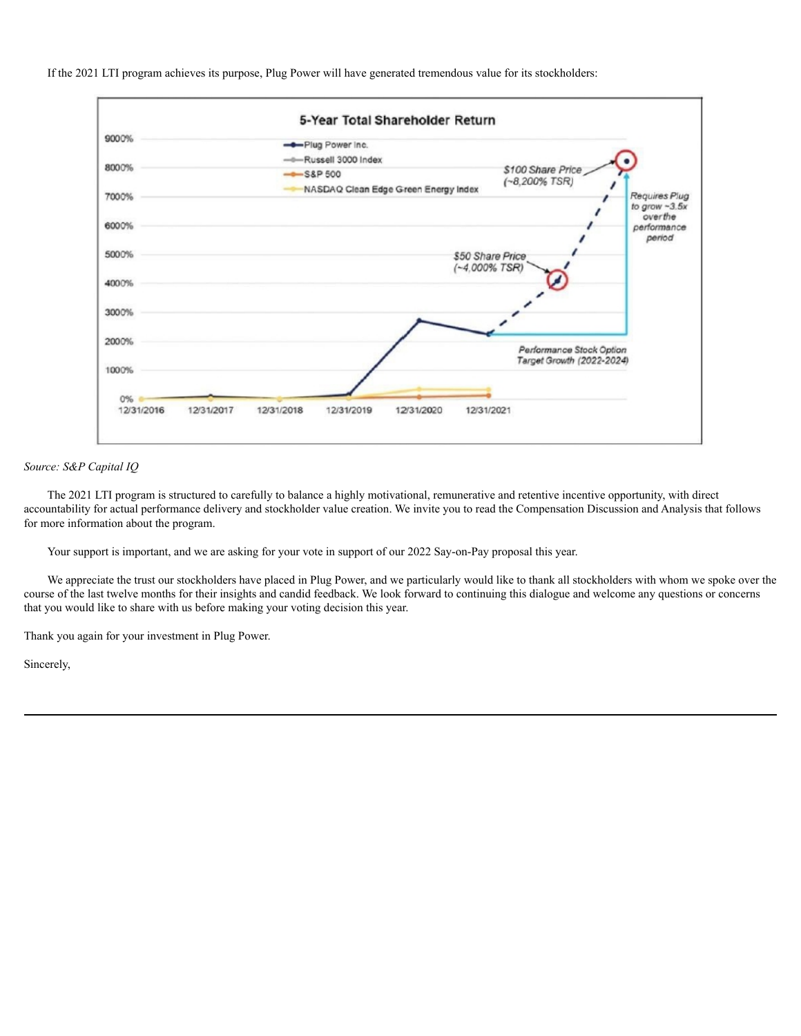If the 2021 LTI program achieves its purpose, Plug Power will have generated tremendous value for its stockholders:

*Source: S&P Capital IQ*

The 2021 LTI program is structured to carefully to balance a highly motivational, remunerative and retentive incentive opportunity, with direct accountability for actual performance delivery and stockholder value creation. We invite you to read the Compensation Discussion and Analysis that follows for more information about the program.

Your support is important, and we are asking for your vote in support of our 2022 Say-on-Pay proposal this year.

We appreciate the trust our stockholders have placed in Plug Power, and we particularly would like to thank all stockholders with whom we spoke over the course of the last twelve months for their insights and candid feedback. We look forward to continuing this dialogue and welcome any questions or concerns that you would like to share with us before making your voting decision this year.

Thank you again for your investment in Plug Power.

Sincerely,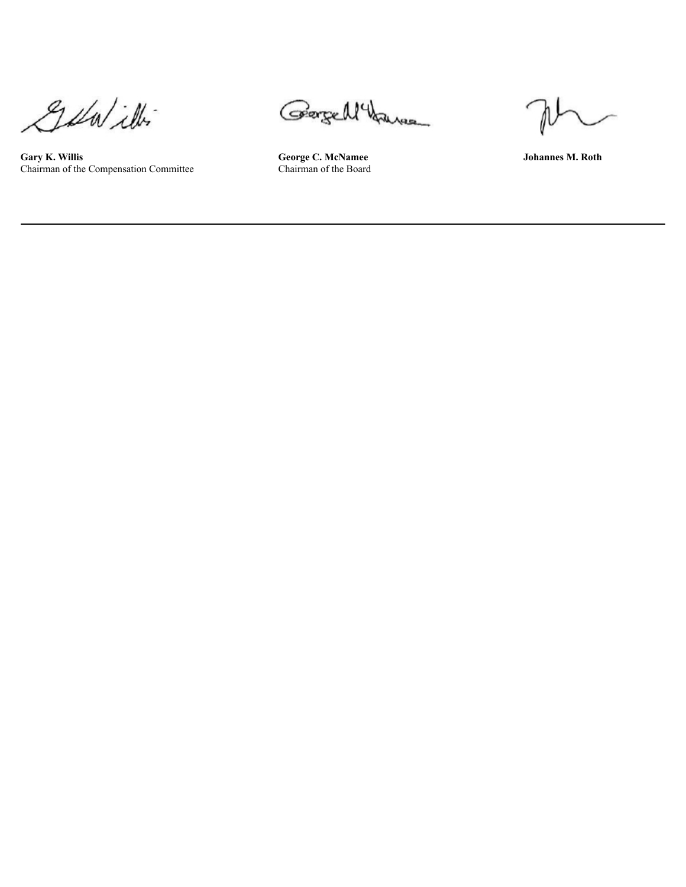**Gary K. Willis**
Chairman of the Compensation Committee

**George C. McNamee**
Chairman of the Board

**Johannes M. Roth**